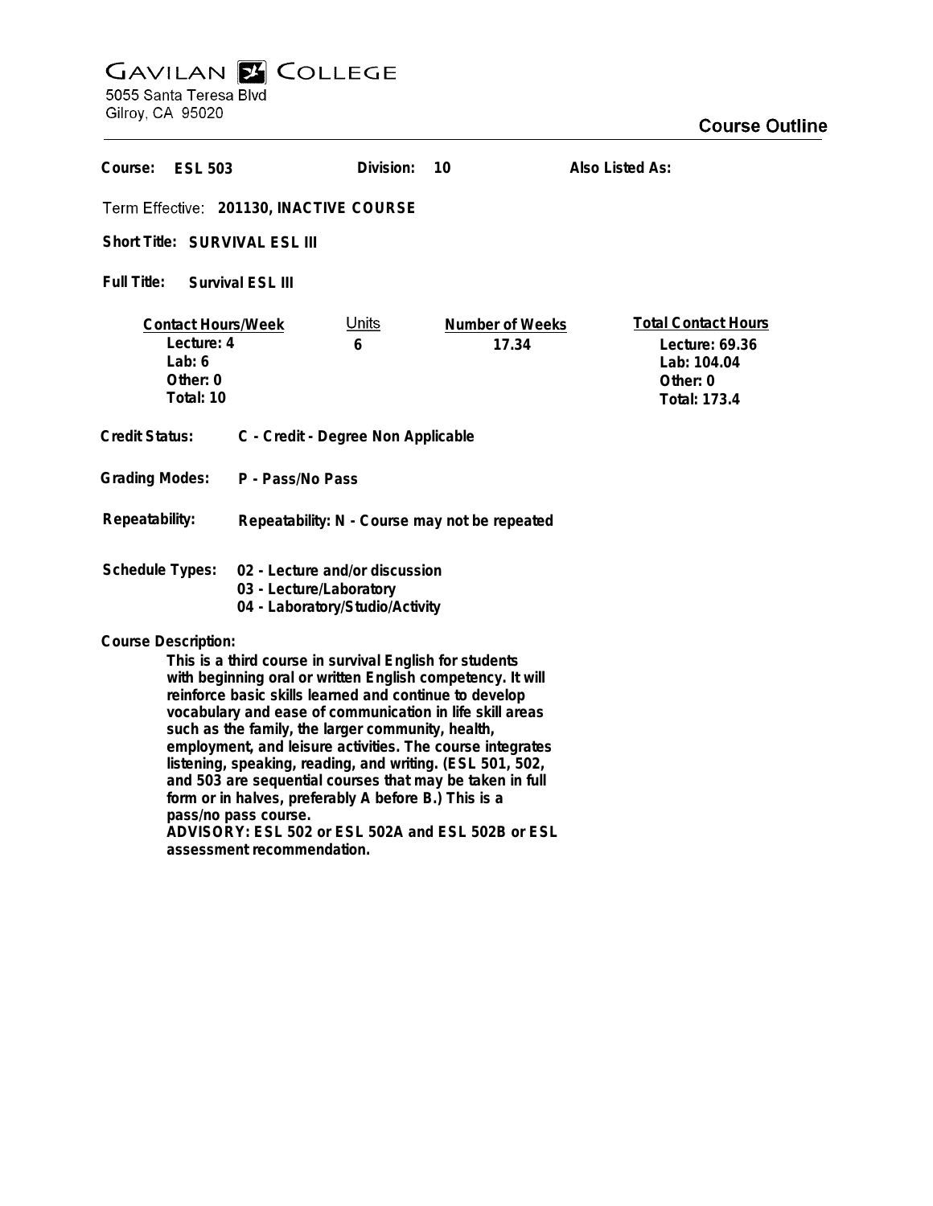# GAVILAN COLLEGE

5055 Santa Teresa Blvd
Gilroy, CA 95020

## Course Outline

**Course:** ESL 503 **Division:** 10 **Also Listed As:**

**Term Effective:** 201130, INACTIVE COURSE

**Short Title:** SURVIVAL ESL III

**Full Title:** Survival ESL III

| Contact Hours/Week | Units | Number of Weeks | Total Contact Hours |
|---|---|---|---|
| Lecture: 4 | 6 | 17.34 | Lecture: 69.36 |
| Lab: 6 | | | Lab: 104.04 |
| Other: 0 | | | Other: 0 |
| Total: 10 | | | Total: 173.4 |

**Credit Status:** C - Credit - Degree Non Applicable

**Grading Modes:** P - Pass/No Pass

**Repeatability:** Repeatability: N - Course may not be repeated

**Schedule Types:**
- 02 - Lecture and/or discussion
- 03 - Lecture/Laboratory
- 04 - Laboratory/Studio/Activity

**Course Description:**

This is a third course in survival English for students with beginning oral or written English competency. It will reinforce basic skills learned and continue to develop vocabulary and ease of communication in life skill areas such as the family, the larger community, health, employment, and leisure activities. The course integrates listening, speaking, reading, and writing. (ESL 501, 502, and 503 are sequential courses that may be taken in full form or in halves, preferably A before B.) This is a pass/no pass course.
ADVISORY: ESL 502 or ESL 502A and ESL 502B or ESL assessment recommendation.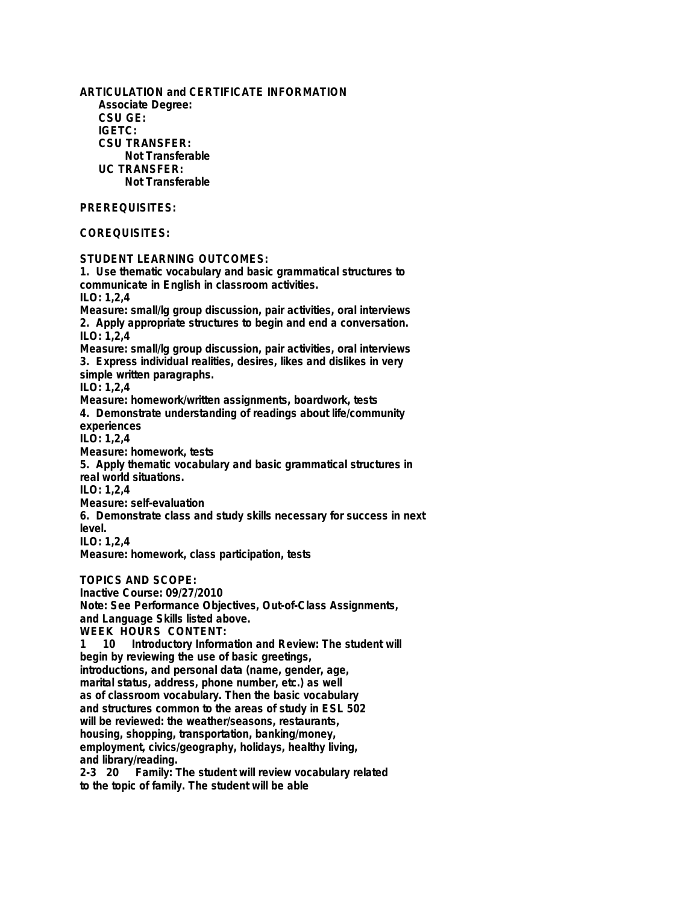**ARTICULATION and CERTIFICATE INFORMATION**

**Associate Degree:**

**CSU GE:**

**IGETC:**

**CSU TRANSFER:**

**Not Transferable**

**UC TRANSFER:**

**Not Transferable**

**PREREQUISITES:**

**COREQUISITES:**

**STUDENT LEARNING OUTCOMES:**

**1. Use thematic vocabulary and basic grammatical structures to communicate in English in classroom activities.**
**ILO: 1,2,4**
**Measure: small/lg group discussion, pair activities, oral interviews**

**2. Apply appropriate structures to begin and end a conversation.**
**ILO: 1,2,4**
**Measure: small/lg group discussion, pair activities, oral interviews**

**3. Express individual realities, desires, likes and dislikes in very simple written paragraphs.**
**ILO: 1,2,4**
**Measure: homework/written assignments, boardwork, tests**

**4. Demonstrate understanding of readings about life/community experiences**
**ILO: 1,2,4**
**Measure: homework, tests**

**5. Apply thematic vocabulary and basic grammatical structures in real world situations.**
**ILO: 1,2,4**
**Measure: self-evaluation**

**6. Demonstrate class and study skills necessary for success in next level.**
**ILO: 1,2,4**
**Measure: homework, class participation, tests**

**TOPICS AND SCOPE:**

**Inactive Course: 09/27/2010**

**Note: See Performance Objectives, Out-of-Class Assignments, and Language Skills listed above.**

**WEEK HOURS CONTENT:**

**1 10 Introductory Information and Review: The student will begin by reviewing the use of basic greetings, introductions, and personal data (name, gender, age, marital status, address, phone number, etc.) as well as of classroom vocabulary. Then the basic vocabulary and structures common to the areas of study in ESL 502 will be reviewed: the weather/seasons, restaurants, housing, shopping, transportation, banking/money, employment, civics/geography, holidays, healthy living, and library/reading.**

**2-3 20 Family: The student will review vocabulary related to the topic of family. The student will be able**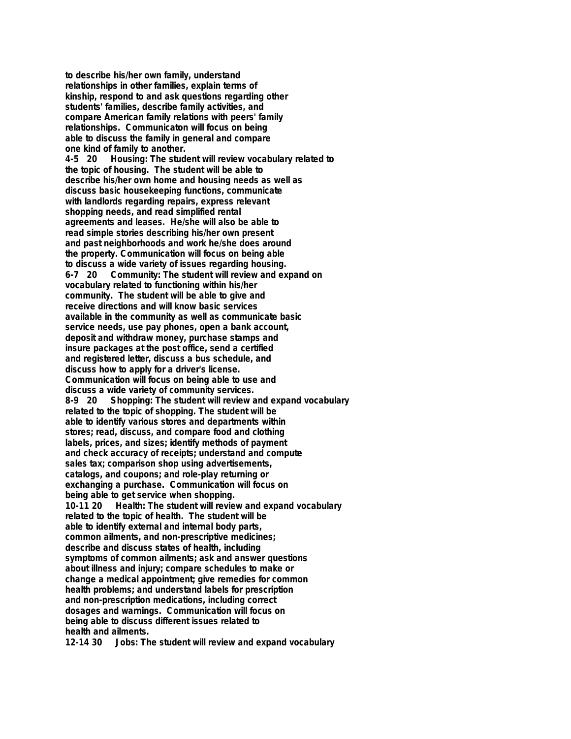**to describe his/her own family, understand relationships in other families, explain terms of kinship, respond to and ask questions regarding other students' families, describe family activities, and compare American family relations with peers' family relationships. Communicaton will focus on being able to discuss the family in general and compare one kind of family to another.**

**4-5 20 Housing: The student will review vocabulary related to the topic of housing. The student will be able to describe his/her own home and housing needs as well as discuss basic housekeeping functions, communicate with landlords regarding repairs, express relevant shopping needs, and read simplified rental agreements and leases. He/she will also be able to read simple stories describing his/her own present and past neighborhoods and work he/she does around the property. Communication will focus on being able to discuss a wide variety of issues regarding housing.**

**6-7 20 Community: The student will review and expand on vocabulary related to functioning within his/her community. The student will be able to give and receive directions and will know basic services available in the community as well as communicate basic service needs, use pay phones, open a bank account, deposit and withdraw money, purchase stamps and insure packages at the post office, send a certified and registered letter, discuss a bus schedule, and discuss how to apply for a driver's license. Communication will focus on being able to use and discuss a wide variety of community services.**

**8-9 20 Shopping: The student will review and expand vocabulary related to the topic of shopping. The student will be able to identify various stores and departments within stores; read, discuss, and compare food and clothing labels, prices, and sizes; identify methods of payment and check accuracy of receipts; understand and compute sales tax; comparison shop using advertisements, catalogs, and coupons; and role-play returning or exchanging a purchase. Communication will focus on being able to get service when shopping.**

**10-11 20 Health: The student will review and expand vocabulary related to the topic of health. The student will be able to identify external and internal body parts, common ailments, and non-prescriptive medicines; describe and discuss states of health, including symptoms of common ailments; ask and answer questions about illness and injury; compare schedules to make or change a medical appointment; give remedies for common health problems; and understand labels for prescription and non-prescription medications, including correct dosages and warnings. Communication will focus on being able to discuss different issues related to health and ailments.**

**12-14 30 Jobs: The student will review and expand vocabulary**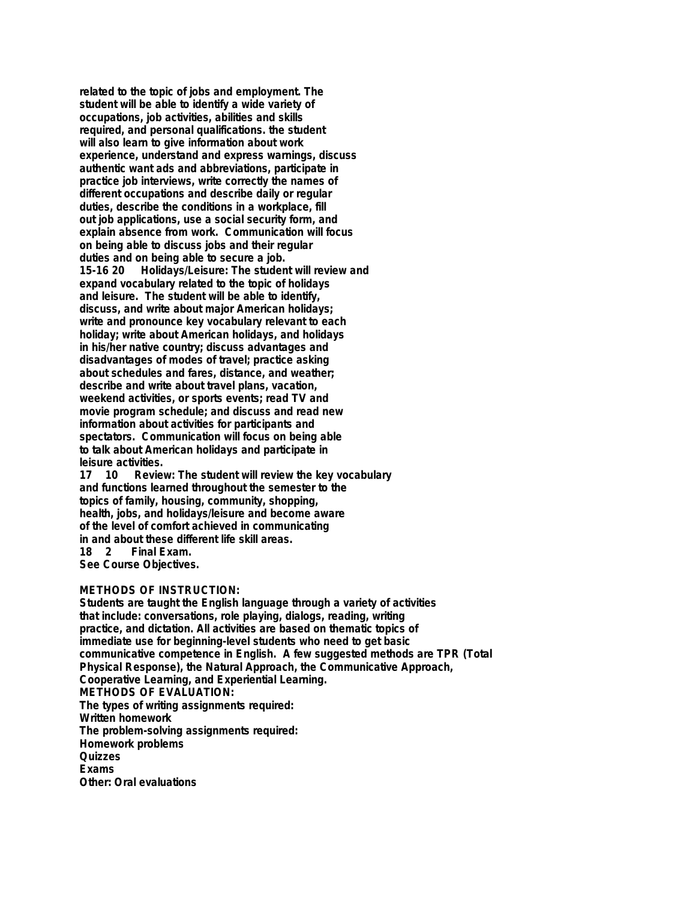related to the topic of jobs and employment. The student will be able to identify a wide variety of occupations, job activities, abilities and skills required, and personal qualifications. the student will also learn to give information about work experience, understand and express warnings, discuss authentic want ads and abbreviations, participate in practice job interviews, write correctly the names of different occupations and describe daily or regular duties, describe the conditions in a workplace, fill out job applications, use a social security form, and explain absence from work. Communication will focus on being able to discuss jobs and their regular duties and on being able to secure a job.

15-16 20 Holidays/Leisure: The student will review and expand vocabulary related to the topic of holidays and leisure. The student will be able to identify, discuss, and write about major American holidays; write and pronounce key vocabulary relevant to each holiday; write about American holidays, and holidays in his/her native country; discuss advantages and disadvantages of modes of travel; practice asking about schedules and fares, distance, and weather; describe and write about travel plans, vacation, weekend activities, or sports events; read TV and movie program schedule; and discuss and read new information about activities for participants and spectators. Communication will focus on being able to talk about American holidays and participate in leisure activities.

17 10 Review: The student will review the key vocabulary and functions learned throughout the semester to the topics of family, housing, community, shopping, health, jobs, and holidays/leisure and become aware of the level of comfort achieved in communicating in and about these different life skill areas.

18 2 Final Exam.

See Course Objectives.

**METHODS OF INSTRUCTION:**

Students are taught the English language through a variety of activities that include: conversations, role playing, dialogs, reading, writing practice, and dictation. All activities are based on thematic topics of immediate use for beginning-level students who need to get basic communicative competence in English. A few suggested methods are TPR (Total Physical Response), the Natural Approach, the Communicative Approach, Cooperative Learning, and Experiential Learning.

**METHODS OF EVALUATION:**

The types of writing assignments required:
Written homework
The problem-solving assignments required:
Homework problems
Quizzes
Exams
Other: Oral evaluations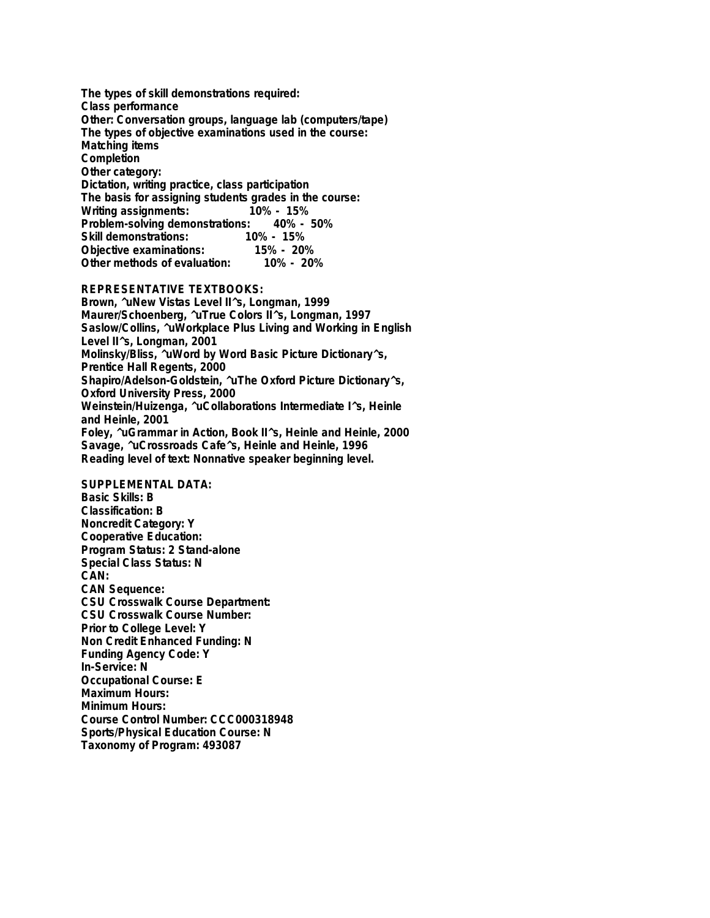The types of skill demonstrations required:
Class performance
Other: Conversation groups, language lab (computers/tape)
The types of objective examinations used in the course:
Matching items
Completion
Other category:
Dictation, writing practice, class participation
The basis for assigning students grades in the course:
Writing assignments: 10% - 15%
Problem-solving demonstrations: 40% - 50%
Skill demonstrations: 10% - 15%
Objective examinations: 15% - 20%
Other methods of evaluation: 10% - 20%

REPRESENTATIVE TEXTBOOKS:
Brown, ^uNew Vistas Level II^s, Longman, 1999
Maurer/Schoenberg, ^uTrue Colors II^s, Longman, 1997
Saslow/Collins, ^uWorkplace Plus Living and Working in English Level II^s, Longman, 2001
Molinsky/Bliss, ^uWord by Word Basic Picture Dictionary^s, Prentice Hall Regents, 2000
Shapiro/Adelson-Goldstein, ^uThe Oxford Picture Dictionary^s, Oxford University Press, 2000
Weinstein/Huizenga, ^uCollaborations Intermediate I^s, Heinle and Heinle, 2001
Foley, ^uGrammar in Action, Book II^s, Heinle and Heinle, 2000
Savage, ^uCrossroads Cafe^s, Heinle and Heinle, 1996
Reading level of text: Nonnative speaker beginning level.

SUPPLEMENTAL DATA:
Basic Skills: B
Classification: B
Noncredit Category: Y
Cooperative Education:
Program Status: 2 Stand-alone
Special Class Status: N
CAN:
CAN Sequence:
CSU Crosswalk Course Department:
CSU Crosswalk Course Number:
Prior to College Level: Y
Non Credit Enhanced Funding: N
Funding Agency Code: Y
In-Service: N
Occupational Course: E
Maximum Hours:
Minimum Hours:
Course Control Number: CCC000318948
Sports/Physical Education Course: N
Taxonomy of Program: 493087